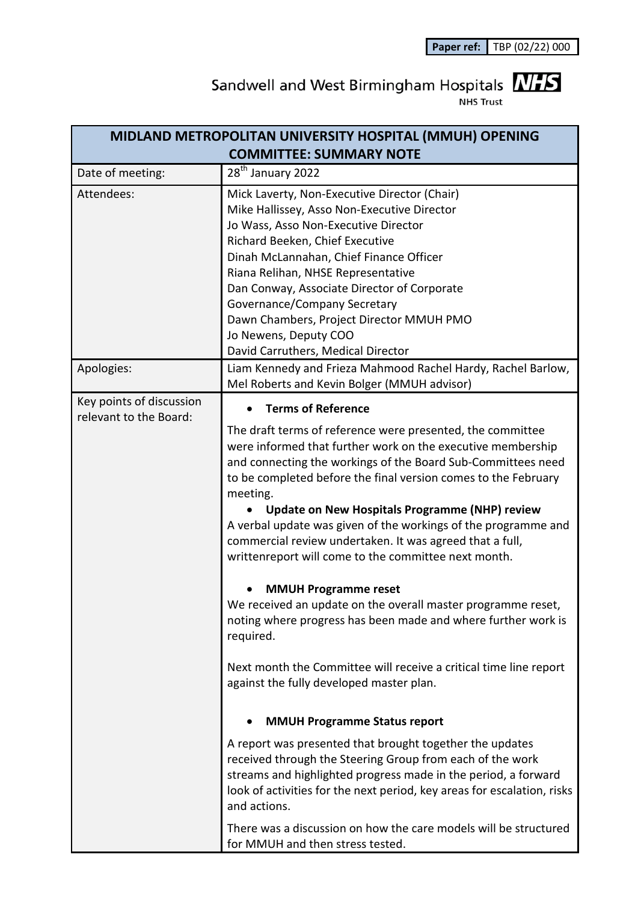| Paper ref: | TBP (02/22) 000 |
|---|---|

Sandwell and West Birmingham Hospitals **NHS**

NHS Trust

| MIDLAND METROPOLITAN UNIVERSITY HOSPITAL (MMUH) OPENING COMMITTEE: SUMMARY NOTE | |
|---|---|
| Date of meeting: | 28th January 2022 |
| Attendees: | Mick Laverty, Non-Executive Director (Chair)<br>Mike Hallissey, Asso Non-Executive Director<br>Jo Wass, Asso Non-Executive Director<br>Richard Beeken, Chief Executive<br>Dinah McLannahan, Chief Finance Officer<br>Riana Relihan, NHSE Representative<br>Dan Conway, Associate Director of Corporate Governance/Company Secretary<br>Dawn Chambers, Project Director MMUH PMO<br>Jo Newens, Deputy COO<br>David Carruthers, Medical Director |
| Apologies: | Liam Kennedy and Frieza Mahmood Rachel Hardy, Rachel Barlow, Mel Roberts and Kevin Bolger (MMUH advisor) |
| Key points of discussion relevant to the Board: | • **Terms of Reference**<br>The draft terms of reference were presented, the committee were informed that further work on the executive membership and connecting the workings of the Board Sub-Committees need to be completed before the final version comes to the February meeting.<br>• **Update on New Hospitals Programme (NHP) review**<br>A verbal update was given of the workings of the programme and commercial review undertaken. It was agreed that a full, writtenreport will come to the committee next month.<br>• **MMUH Programme reset**<br>We received an update on the overall master programme reset, noting where progress has been made and where further work is required.<br>Next month the Committee will receive a critical time line report against the fully developed master plan.<br>• **MMUH Programme Status report**<br>A report was presented that brought together the updates received through the Steering Group from each of the work streams and highlighted progress made in the period, a forward look of activities for the next period, key areas for escalation, risks and actions.<br>There was a discussion on how the care models will be structured for MMUH and then stress tested. |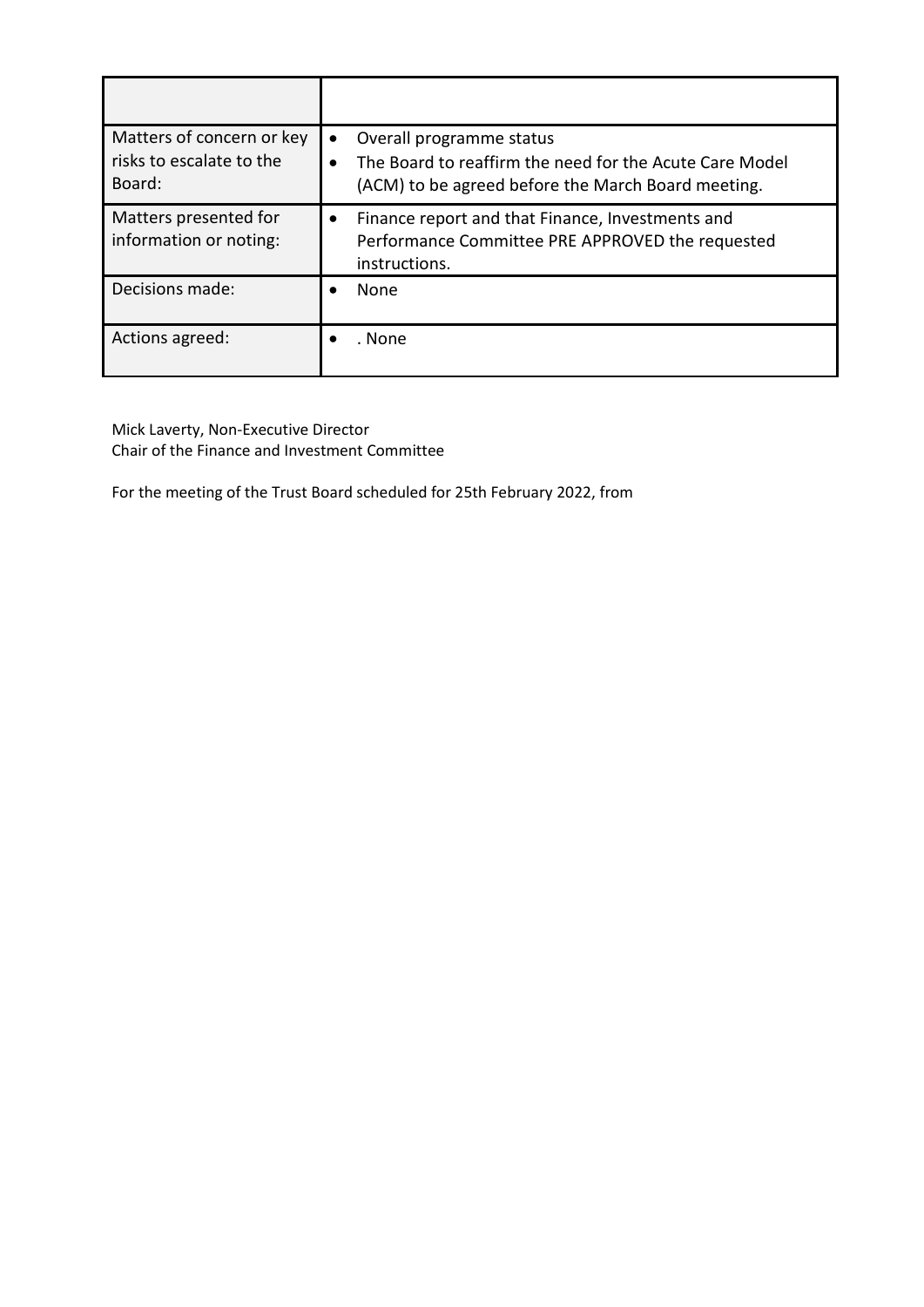| | |
|---|---|
| Matters of concern or key risks to escalate to the Board: | • Overall programme status<br>• The Board to reaffirm the need for the Acute Care Model (ACM) to be agreed before the March Board meeting. |
| Matters presented for information or noting: | • Finance report and that Finance, Investments and Performance Committee PRE APPROVED the requested instructions. |
| Decisions made: | • None |
| Actions agreed: | • . None |

Mick Laverty, Non-Executive Director
Chair of the Finance and Investment Committee

For the meeting of the Trust Board scheduled for 25th February 2022, from